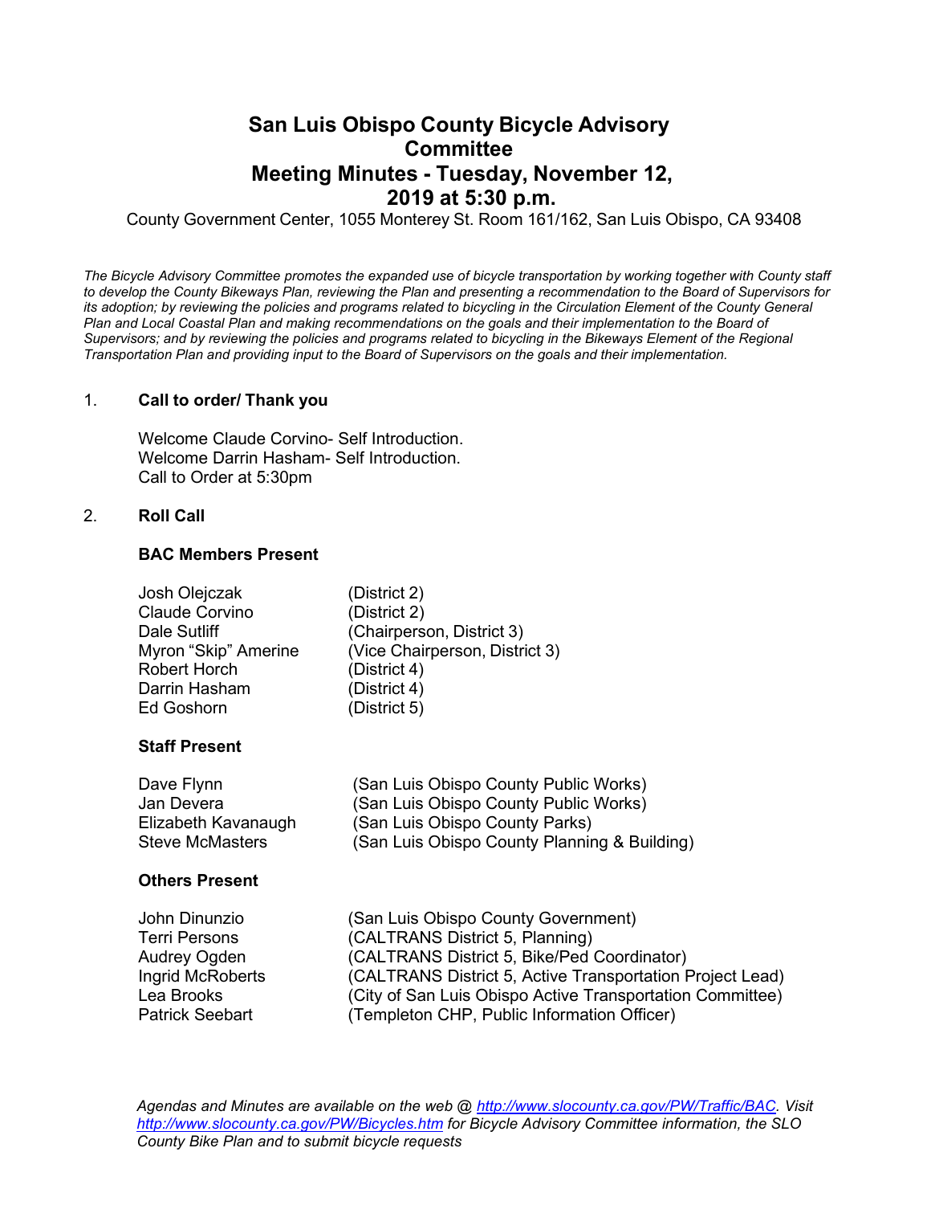# San Luis Obispo County Bicycle Advisory Committee
# Meeting Minutes - Tuesday, November 12, 2019 at 5:30 p.m.

County Government Center, 1055 Monterey St. Room 161/162, San Luis Obispo, CA 93408

*The Bicycle Advisory Committee promotes the expanded use of bicycle transportation by working together with County staff to develop the County Bikeways Plan, reviewing the Plan and presenting a recommendation to the Board of Supervisors for its adoption; by reviewing the policies and programs related to bicycling in the Circulation Element of the County General Plan and Local Coastal Plan and making recommendations on the goals and their implementation to the Board of Supervisors; and by reviewing the policies and programs related to bicycling in the Bikeways Element of the Regional Transportation Plan and providing input to the Board of Supervisors on the goals and their implementation.*

1. **Call to order/ Thank you**

   Welcome Claude Corvino- Self Introduction.
   Welcome Darrin Hasham- Self Introduction.
   Call to Order at 5:30pm

2. **Roll Call**

   **BAC Members Present**

   | | |
   |---|---|
   | Josh Olejczak | (District 2) |
   | Claude Corvino | (District 2) |
   | Dale Sutliff | (Chairperson, District 3) |
   | Myron "Skip" Amerine | (Vice Chairperson, District 3) |
   | Robert Horch | (District 4) |
   | Darrin Hasham | (District 4) |
   | Ed Goshorn | (District 5) |

   **Staff Present**

   | | |
   |---|---|
   | Dave Flynn | (San Luis Obispo County Public Works) |
   | Jan Devera | (San Luis Obispo County Public Works) |
   | Elizabeth Kavanaugh | (San Luis Obispo County Parks) |
   | Steve McMasters | (San Luis Obispo County Planning & Building) |

   **Others Present**

   | | |
   |---|---|
   | John Dinunzio | (San Luis Obispo County Government) |
   | Terri Persons | (CALTRANS District 5, Planning) |
   | Audrey Ogden | (CALTRANS District 5, Bike/Ped Coordinator) |
   | Ingrid McRoberts | (CALTRANS District 5, Active Transportation Project Lead) |
   | Lea Brooks | (City of San Luis Obispo Active Transportation Committee) |
   | Patrick Seebart | (Templeton CHP, Public Information Officer) |

*Agendas and Minutes are available on the web @ http://www.slocounty.ca.gov/PW/Traffic/BAC. Visit http://www.slocounty.ca.gov/PW/Bicycles.htm for Bicycle Advisory Committee information, the SLO County Bike Plan and to submit bicycle requests*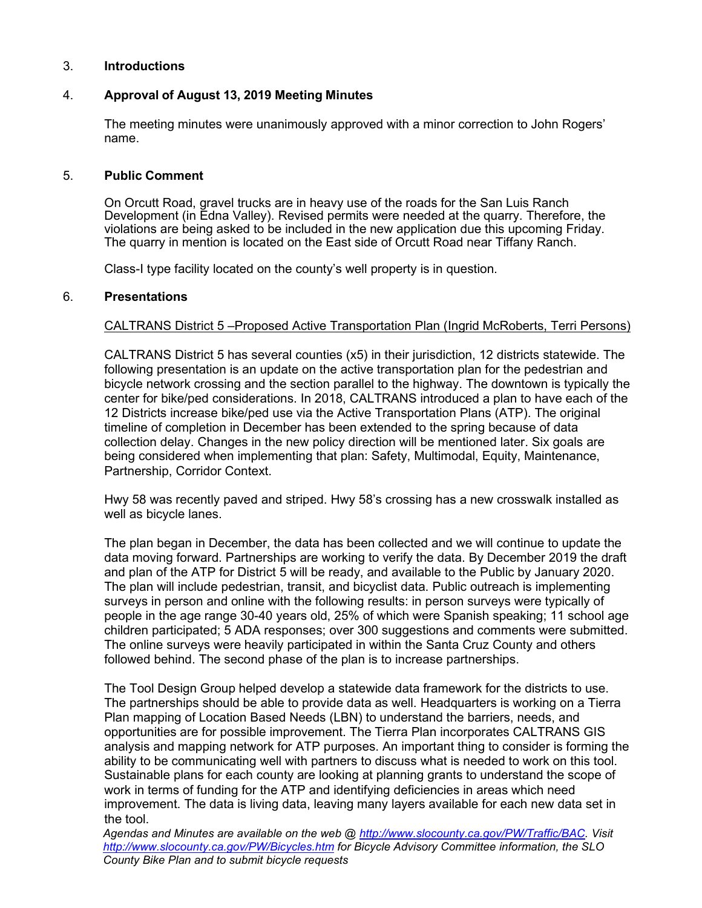3. **Introductions**

4. **Approval of August 13, 2019 Meeting Minutes**

   The meeting minutes were unanimously approved with a minor correction to John Rogers' name.

5. **Public Comment**

   On Orcutt Road, gravel trucks are in heavy use of the roads for the San Luis Ranch Development (in Edna Valley). Revised permits were needed at the quarry. Therefore, the violations are being asked to be included in the new application due this upcoming Friday. The quarry in mention is located on the East side of Orcutt Road near Tiffany Ranch.

   Class-I type facility located on the county's well property is in question.

6. **Presentations**

   <u>CALTRANS District 5 –Proposed Active Transportation Plan (Ingrid McRoberts, Terri Persons)</u>

   CALTRANS District 5 has several counties (x5) in their jurisdiction, 12 districts statewide. The following presentation is an update on the active transportation plan for the pedestrian and bicycle network crossing and the section parallel to the highway. The downtown is typically the center for bike/ped considerations. In 2018, CALTRANS introduced a plan to have each of the 12 Districts increase bike/ped use via the Active Transportation Plans (ATP). The original timeline of completion in December has been extended to the spring because of data collection delay. Changes in the new policy direction will be mentioned later. Six goals are being considered when implementing that plan: Safety, Multimodal, Equity, Maintenance, Partnership, Corridor Context.

   Hwy 58 was recently paved and striped. Hwy 58's crossing has a new crosswalk installed as well as bicycle lanes.

   The plan began in December, the data has been collected and we will continue to update the data moving forward. Partnerships are working to verify the data. By December 2019 the draft and plan of the ATP for District 5 will be ready, and available to the Public by January 2020. The plan will include pedestrian, transit, and bicyclist data. Public outreach is implementing surveys in person and online with the following results: in person surveys were typically of people in the age range 30-40 years old, 25% of which were Spanish speaking; 11 school age children participated; 5 ADA responses; over 300 suggestions and comments were submitted. The online surveys were heavily participated in within the Santa Cruz County and others followed behind. The second phase of the plan is to increase partnerships.

   The Tool Design Group helped develop a statewide data framework for the districts to use. The partnerships should be able to provide data as well. Headquarters is working on a Tierra Plan mapping of Location Based Needs (LBN) to understand the barriers, needs, and opportunities are for possible improvement. The Tierra Plan incorporates CALTRANS GIS analysis and mapping network for ATP purposes. An important thing to consider is forming the ability to be communicating well with partners to discuss what is needed to work on this tool. Sustainable plans for each county are looking at planning grants to understand the scope of work in terms of funding for the ATP and identifying deficiencies in areas which need improvement. The data is living data, leaving many layers available for each new data set in the tool.

*Agendas and Minutes are available on the web @ [http://www.slocounty.ca.gov/PW/Traffic/BAC](http://www.slocounty.ca.gov/PW/Traffic/BAC). Visit [http://www.slocounty.ca.gov/PW/Bicycles.htm](http://www.slocounty.ca.gov/PW/Bicycles.htm) for Bicycle Advisory Committee information, the SLO County Bike Plan and to submit bicycle requests*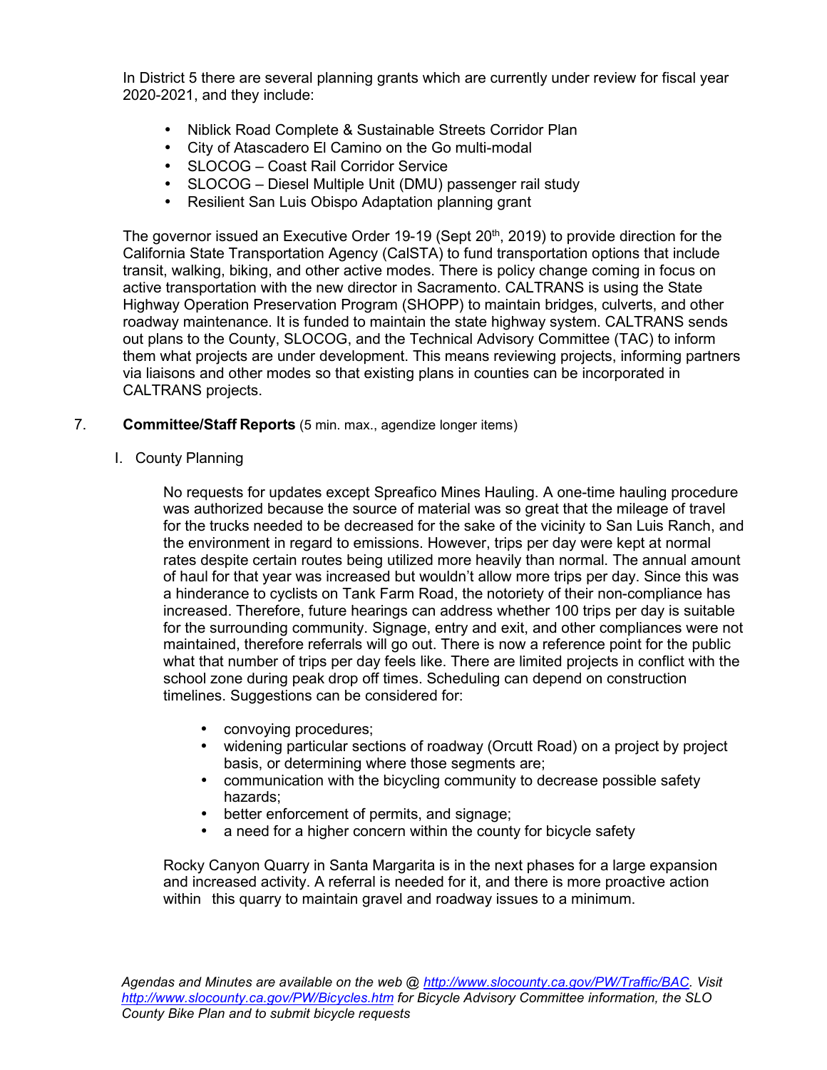In District 5 there are several planning grants which are currently under review for fiscal year 2020-2021, and they include:

- Niblick Road Complete & Sustainable Streets Corridor Plan
- City of Atascadero El Camino on the Go multi-modal
- SLOCOG – Coast Rail Corridor Service
- SLOCOG – Diesel Multiple Unit (DMU) passenger rail study
- Resilient San Luis Obispo Adaptation planning grant

The governor issued an Executive Order 19-19 (Sept 20th, 2019) to provide direction for the California State Transportation Agency (CalSTA) to fund transportation options that include transit, walking, biking, and other active modes. There is policy change coming in focus on active transportation with the new director in Sacramento. CALTRANS is using the State Highway Operation Preservation Program (SHOPP) to maintain bridges, culverts, and other roadway maintenance. It is funded to maintain the state highway system. CALTRANS sends out plans to the County, SLOCOG, and the Technical Advisory Committee (TAC) to inform them what projects are under development. This means reviewing projects, informing partners via liaisons and other modes so that existing plans in counties can be incorporated in CALTRANS projects.

7. **Committee/Staff Reports** (5 min. max., agendize longer items)

I. County Planning

No requests for updates except Spreafico Mines Hauling. A one-time hauling procedure was authorized because the source of material was so great that the mileage of travel for the trucks needed to be decreased for the sake of the vicinity to San Luis Ranch, and the environment in regard to emissions. However, trips per day were kept at normal rates despite certain routes being utilized more heavily than normal. The annual amount of haul for that year was increased but wouldn't allow more trips per day. Since this was a hinderance to cyclists on Tank Farm Road, the notoriety of their non-compliance has increased. Therefore, future hearings can address whether 100 trips per day is suitable for the surrounding community. Signage, entry and exit, and other compliances were not maintained, therefore referrals will go out. There is now a reference point for the public what that number of trips per day feels like. There are limited projects in conflict with the school zone during peak drop off times. Scheduling can depend on construction timelines. Suggestions can be considered for:

- convoying procedures;
- widening particular sections of roadway (Orcutt Road) on a project by project basis, or determining where those segments are;
- communication with the bicycling community to decrease possible safety hazards;
- better enforcement of permits, and signage;
- a need for a higher concern within the county for bicycle safety

Rocky Canyon Quarry in Santa Margarita is in the next phases for a large expansion and increased activity. A referral is needed for it, and there is more proactive action within this quarry to maintain gravel and roadway issues to a minimum.

*Agendas and Minutes are available on the web @ [http://www.slocounty.ca.gov/PW/Traffic/BAC](http://www.slocounty.ca.gov/PW/Traffic/BAC). Visit [http://www.slocounty.ca.gov/PW/Bicycles.htm](http://www.slocounty.ca.gov/PW/Bicycles.htm) for Bicycle Advisory Committee information, the SLO County Bike Plan and to submit bicycle requests*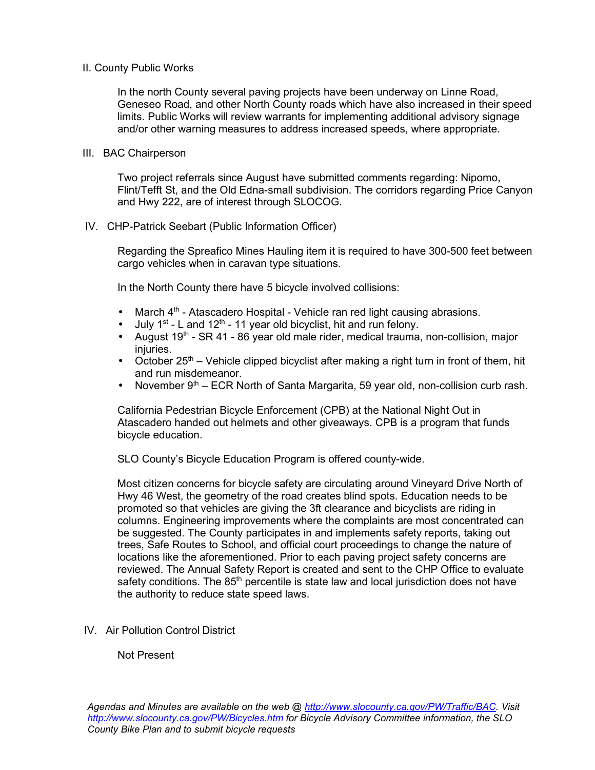II. County Public Works

In the north County several paving projects have been underway on Linne Road, Geneseo Road, and other North County roads which have also increased in their speed limits. Public Works will review warrants for implementing additional advisory signage and/or other warning measures to address increased speeds, where appropriate.

III. BAC Chairperson

Two project referrals since August have submitted comments regarding: Nipomo, Flint/Tefft St, and the Old Edna-small subdivision. The corridors regarding Price Canyon and Hwy 222, are of interest through SLOCOG.

IV. CHP-Patrick Seebart (Public Information Officer)

Regarding the Spreafico Mines Hauling item it is required to have 300-500 feet between cargo vehicles when in caravan type situations.

In the North County there have 5 bicycle involved collisions:

- March 4th - Atascadero Hospital - Vehicle ran red light causing abrasions.
- July 1st - L and 12th - 11 year old bicyclist, hit and run felony.
- August 19th - SR 41 - 86 year old male rider, medical trauma, non-collision, major injuries.
- October 25th – Vehicle clipped bicyclist after making a right turn in front of them, hit and run misdemeanor.
- November 9th – ECR North of Santa Margarita, 59 year old, non-collision curb rash.

California Pedestrian Bicycle Enforcement (CPB) at the National Night Out in Atascadero handed out helmets and other giveaways. CPB is a program that funds bicycle education.

SLO County's Bicycle Education Program is offered county-wide.

Most citizen concerns for bicycle safety are circulating around Vineyard Drive North of Hwy 46 West, the geometry of the road creates blind spots. Education needs to be promoted so that vehicles are giving the 3ft clearance and bicyclists are riding in columns. Engineering improvements where the complaints are most concentrated can be suggested. The County participates in and implements safety reports, taking out trees, Safe Routes to School, and official court proceedings to change the nature of locations like the aforementioned. Prior to each paving project safety concerns are reviewed. The Annual Safety Report is created and sent to the CHP Office to evaluate safety conditions. The 85th percentile is state law and local jurisdiction does not have the authority to reduce state speed laws.

IV. Air Pollution Control District

Not Present

*Agendas and Minutes are available on the web @ [http://www.slocounty.ca.gov/PW/Traffic/BAC](http://www.slocounty.ca.gov/PW/Traffic/BAC). Visit [http://www.slocounty.ca.gov/PW/Bicycles.htm](http://www.slocounty.ca.gov/PW/Bicycles.htm) for Bicycle Advisory Committee information, the SLO County Bike Plan and to submit bicycle requests*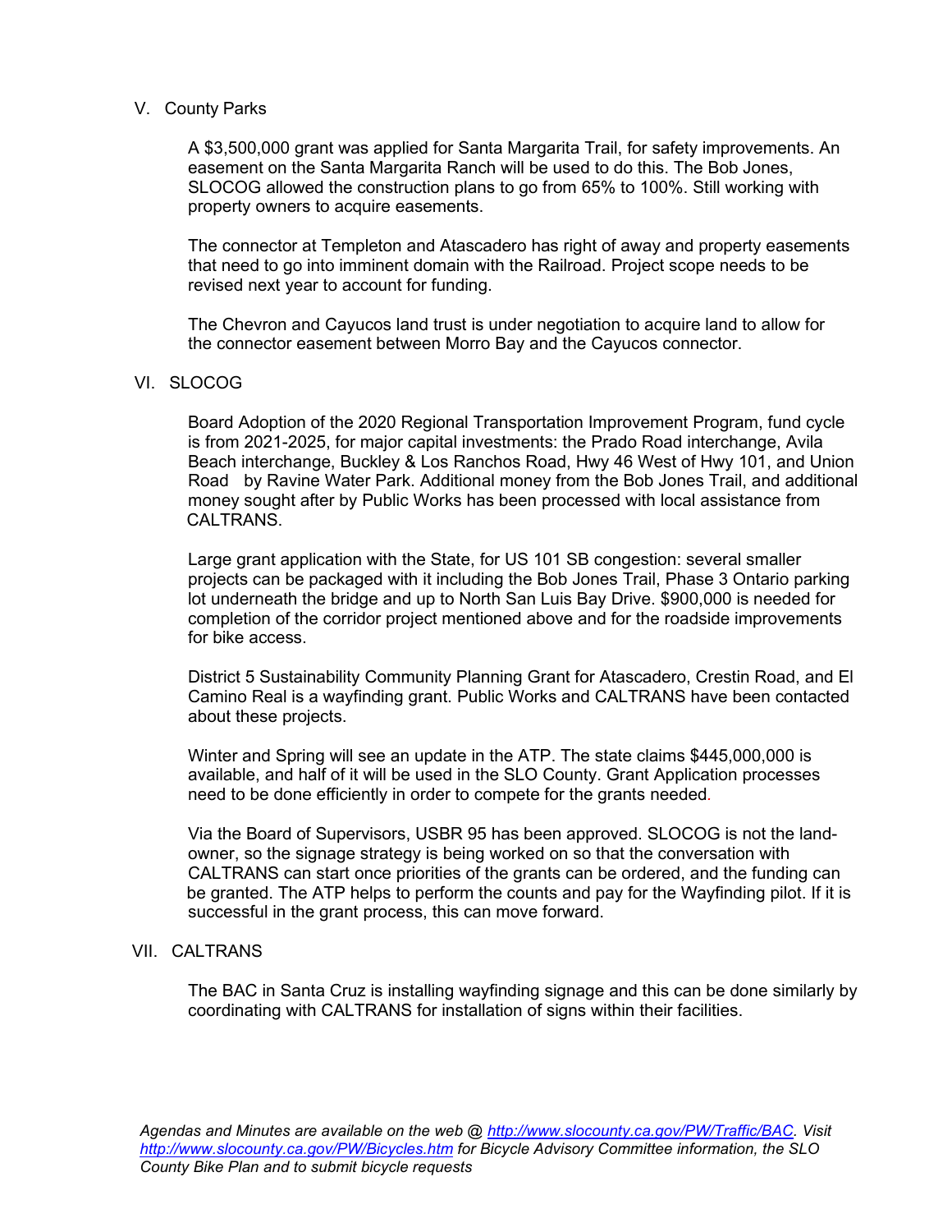V. County Parks

A $3,500,000 grant was applied for Santa Margarita Trail, for safety improvements. An easement on the Santa Margarita Ranch will be used to do this. The Bob Jones, SLOCOG allowed the construction plans to go from 65% to 100%. Still working with property owners to acquire easements.

The connector at Templeton and Atascadero has right of away and property easements that need to go into imminent domain with the Railroad. Project scope needs to be revised next year to account for funding.

The Chevron and Cayucos land trust is under negotiation to acquire land to allow for the connector easement between Morro Bay and the Cayucos connector.

VI. SLOCOG

Board Adoption of the 2020 Regional Transportation Improvement Program, fund cycle is from 2021-2025, for major capital investments: the Prado Road interchange, Avila Beach interchange, Buckley & Los Ranchos Road, Hwy 46 West of Hwy 101, and Union Road by Ravine Water Park. Additional money from the Bob Jones Trail, and additional money sought after by Public Works has been processed with local assistance from CALTRANS.

Large grant application with the State, for US 101 SB congestion: several smaller projects can be packaged with it including the Bob Jones Trail, Phase 3 Ontario parking lot underneath the bridge and up to North San Luis Bay Drive. $900,000 is needed for completion of the corridor project mentioned above and for the roadside improvements for bike access.

District 5 Sustainability Community Planning Grant for Atascadero, Crestin Road, and El Camino Real is a wayfinding grant. Public Works and CALTRANS have been contacted about these projects.

Winter and Spring will see an update in the ATP. The state claims $445,000,000 is available, and half of it will be used in the SLO County. Grant Application processes need to be done efficiently in order to compete for the grants needed.

Via the Board of Supervisors, USBR 95 has been approved. SLOCOG is not the land-owner, so the signage strategy is being worked on so that the conversation with CALTRANS can start once priorities of the grants can be ordered, and the funding can be granted. The ATP helps to perform the counts and pay for the Wayfinding pilot. If it is successful in the grant process, this can move forward.

VII. CALTRANS

The BAC in Santa Cruz is installing wayfinding signage and this can be done similarly by coordinating with CALTRANS for installation of signs within their facilities.

*Agendas and Minutes are available on the web @ [http://www.slocounty.ca.gov/PW/Traffic/BAC](http://www.slocounty.ca.gov/PW/Traffic/BAC). Visit [http://www.slocounty.ca.gov/PW/Bicycles.htm](http://www.slocounty.ca.gov/PW/Bicycles.htm) for Bicycle Advisory Committee information, the SLO County Bike Plan and to submit bicycle requests*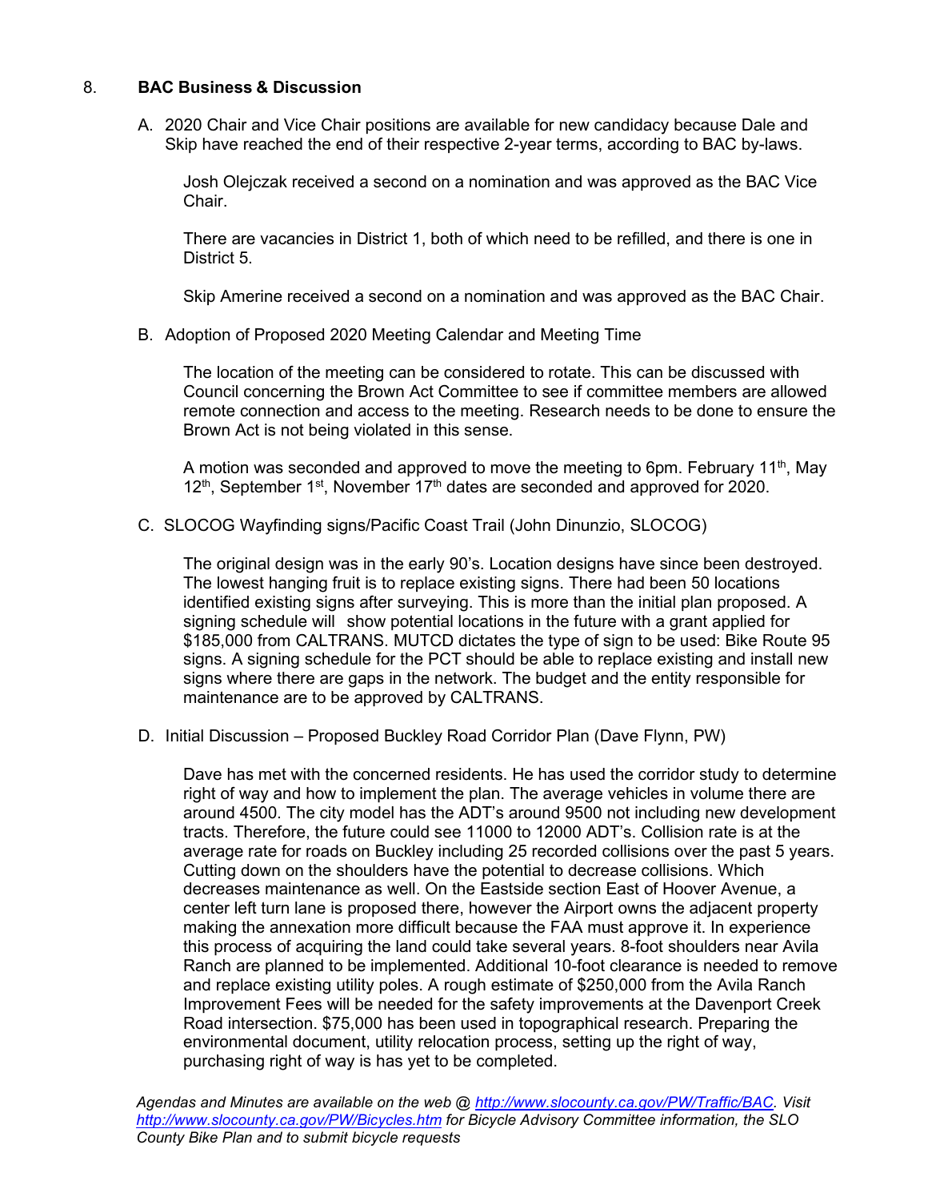8. **BAC Business & Discussion**

A. 2020 Chair and Vice Chair positions are available for new candidacy because Dale and Skip have reached the end of their respective 2-year terms, according to BAC by-laws.

Josh Olejczak received a second on a nomination and was approved as the BAC Vice Chair.

There are vacancies in District 1, both of which need to be refilled, and there is one in District 5.

Skip Amerine received a second on a nomination and was approved as the BAC Chair.

B. Adoption of Proposed 2020 Meeting Calendar and Meeting Time

The location of the meeting can be considered to rotate. This can be discussed with Council concerning the Brown Act Committee to see if committee members are allowed remote connection and access to the meeting. Research needs to be done to ensure the Brown Act is not being violated in this sense.

A motion was seconded and approved to move the meeting to 6pm. February 11th, May 12th, September 1st, November 17th dates are seconded and approved for 2020.

C. SLOCOG Wayfinding signs/Pacific Coast Trail (John Dinunzio, SLOCOG)

The original design was in the early 90's. Location designs have since been destroyed. The lowest hanging fruit is to replace existing signs. There had been 50 locations identified existing signs after surveying. This is more than the initial plan proposed. A signing schedule will show potential locations in the future with a grant applied for $185,000 from CALTRANS. MUTCD dictates the type of sign to be used: Bike Route 95 signs. A signing schedule for the PCT should be able to replace existing and install new signs where there are gaps in the network. The budget and the entity responsible for maintenance are to be approved by CALTRANS.

D. Initial Discussion – Proposed Buckley Road Corridor Plan (Dave Flynn, PW)

Dave has met with the concerned residents. He has used the corridor study to determine right of way and how to implement the plan. The average vehicles in volume there are around 4500. The city model has the ADT's around 9500 not including new development tracts. Therefore, the future could see 11000 to 12000 ADT's. Collision rate is at the average rate for roads on Buckley including 25 recorded collisions over the past 5 years. Cutting down on the shoulders have the potential to decrease collisions. Which decreases maintenance as well. On the Eastside section East of Hoover Avenue, a center left turn lane is proposed there, however the Airport owns the adjacent property making the annexation more difficult because the FAA must approve it. In experience this process of acquiring the land could take several years. 8-foot shoulders near Avila Ranch are planned to be implemented. Additional 10-foot clearance is needed to remove and replace existing utility poles. A rough estimate of $250,000 from the Avila Ranch Improvement Fees will be needed for the safety improvements at the Davenport Creek Road intersection. $75,000 has been used in topographical research. Preparing the environmental document, utility relocation process, setting up the right of way, purchasing right of way is has yet to be completed.

*Agendas and Minutes are available on the web @ http://www.slocounty.ca.gov/PW/Traffic/BAC. Visit http://www.slocounty.ca.gov/PW/Bicycles.htm for Bicycle Advisory Committee information, the SLO County Bike Plan and to submit bicycle requests*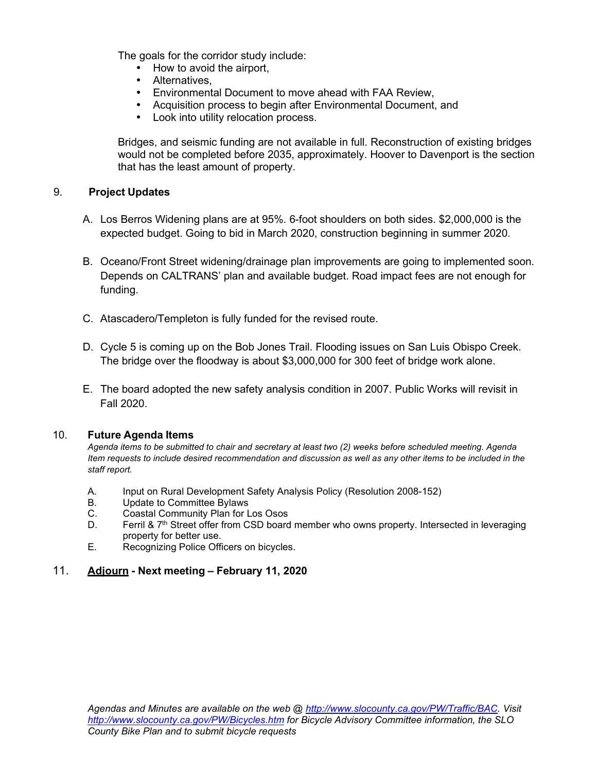The goals for the corridor study include:

- How to avoid the airport,
- Alternatives,
- Environmental Document to move ahead with FAA Review,
- Acquisition process to begin after Environmental Document, and
- Look into utility relocation process.

Bridges, and seismic funding are not available in full. Reconstruction of existing bridges would not be completed before 2035, approximately. Hoover to Davenport is the section that has the least amount of property.

9. **Project Updates**

A. Los Berros Widening plans are at 95%. 6-foot shoulders on both sides. $2,000,000 is the expected budget. Going to bid in March 2020, construction beginning in summer 2020.

B. Oceano/Front Street widening/drainage plan improvements are going to implemented soon. Depends on CALTRANS' plan and available budget. Road impact fees are not enough for funding.

C. Atascadero/Templeton is fully funded for the revised route.

D. Cycle 5 is coming up on the Bob Jones Trail. Flooding issues on San Luis Obispo Creek. The bridge over the floodway is about $3,000,000 for 300 feet of bridge work alone.

E. The board adopted the new safety analysis condition in 2007. Public Works will revisit in Fall 2020.

10. **Future Agenda Items**

*Agenda items to be submitted to chair and secretary at least two (2) weeks before scheduled meeting. Agenda Item requests to include desired recommendation and discussion as well as any other items to be included in the staff report.*

A. Input on Rural Development Safety Analysis Policy (Resolution 2008-152)
B. Update to Committee Bylaws
C. Coastal Community Plan for Los Osos
D. Ferril & 7th Street offer from CSD board member who owns property. Intersected in leveraging property for better use.
E. Recognizing Police Officers on bicycles.

11. **Adjourn - Next meeting – February 11, 2020**

*Agendas and Minutes are available on the web @ [http://www.slocounty.ca.gov/PW/Traffic/BAC](http://www.slocounty.ca.gov/PW/Traffic/BAC). Visit [http://www.slocounty.ca.gov/PW/Bicycles.htm](http://www.slocounty.ca.gov/PW/Bicycles.htm) for Bicycle Advisory Committee information, the SLO County Bike Plan and to submit bicycle requests*